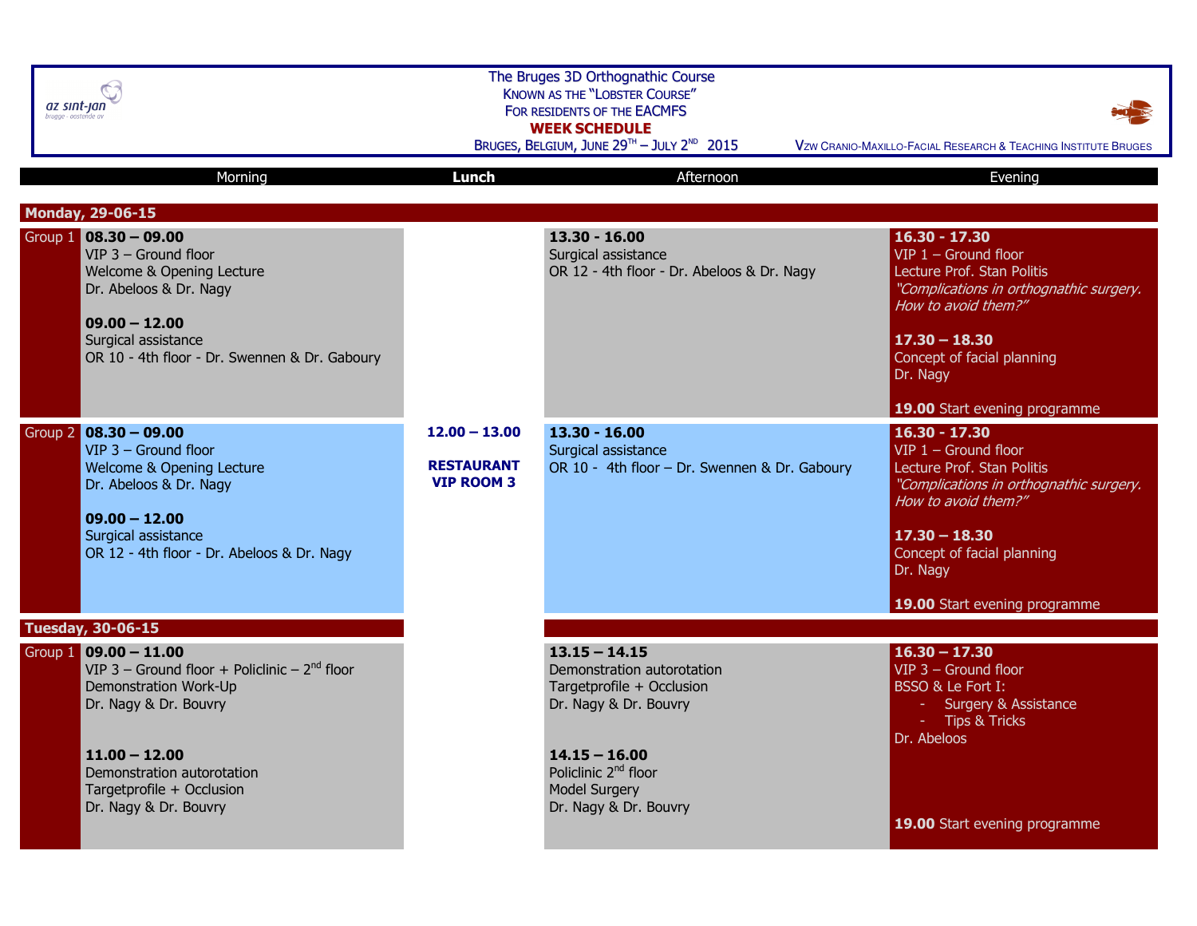# The Bruges 3D Orthognathic Course

Known as the "Lobster Course"

For residents of the EACMFS

**WEEK SCHEDULE**

Bruges, Belgium, June 29th – July 2nd 2015

Vzw Cranio-Maxillo-Facial Research & Teaching Institute Bruges

| | Morning | Lunch | Afternoon | Evening |
|---|---|---|---|---|
| **Monday, 29-06-15** | | | | |
| Group 1 | **08.30 – 09.00**<br>VIP 3 – Ground floor<br>Welcome & Opening Lecture<br>Dr. Abeloos & Dr. Nagy<br><br>**09.00 – 12.00**<br>Surgical assistance<br>OR 10 - 4th floor - Dr. Swennen & Dr. Gaboury | | **13.30 - 16.00**<br>Surgical assistance<br>OR 12 - 4th floor - Dr. Abeloos & Dr. Nagy | **16.30 - 17.30**<br>VIP 1 – Ground floor<br>Lecture Prof. Stan Politis<br>*"Complications in orthognathic surgery. How to avoid them?"*<br><br>**17.30 – 18.30**<br>Concept of facial planning<br>Dr. Nagy<br><br>**19.00** Start evening programme |
| Group 2 | **08.30 – 09.00**<br>VIP 3 – Ground floor<br>Welcome & Opening Lecture<br>Dr. Abeloos & Dr. Nagy<br><br>**09.00 – 12.00**<br>Surgical assistance<br>OR 12 - 4th floor - Dr. Abeloos & Dr. Nagy | **12.00 – 13.00**<br><br>**RESTAURANT VIP ROOM 3** | **13.30 - 16.00**<br>Surgical assistance<br>OR 10 - 4th floor – Dr. Swennen & Dr. Gaboury | **16.30 - 17.30**<br>VIP 1 – Ground floor<br>Lecture Prof. Stan Politis<br>*"Complications in orthognathic surgery. How to avoid them?"*<br><br>**17.30 – 18.30**<br>Concept of facial planning<br>Dr. Nagy<br><br>**19.00** Start evening programme |
| **Tuesday, 30-06-15** | | | | |
| Group 1 | **09.00 – 11.00**<br>VIP 3 – Ground floor + Policlinic – 2nd floor<br>Demonstration Work-Up<br>Dr. Nagy & Dr. Bouvry<br><br>**11.00 – 12.00**<br>Demonstration autorotation<br>Targetprofile + Occlusion<br>Dr. Nagy & Dr. Bouvry | | **13.15 – 14.15**<br>Demonstration autorotation<br>Targetprofile + Occlusion<br>Dr. Nagy & Dr. Bouvry<br><br>**14.15 – 16.00**<br>Policlinic 2nd floor<br>Model Surgery<br>Dr. Nagy & Dr. Bouvry | **16.30 – 17.30**<br>VIP 3 – Ground floor<br>BSSO & Le Fort I:<br>- Surgery & Assistance<br>- Tips & Tricks<br>Dr. Abeloos<br><br>**19.00** Start evening programme |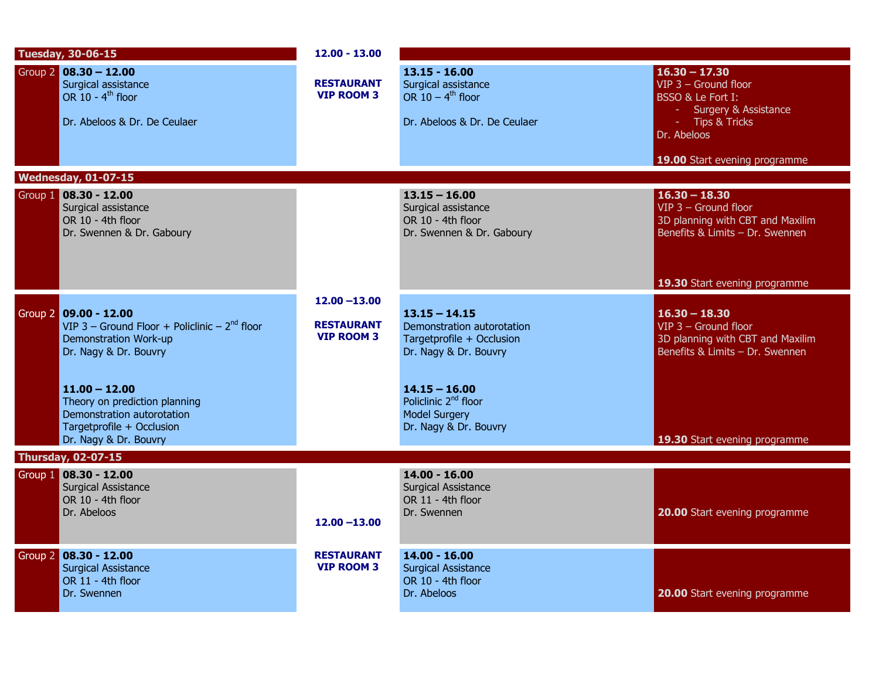| | | | | |
|---|---|---|---|---|
| **Tuesday, 30-06-15** | | 12.00 - 13.00 | | |
| Group 2 | **08.30 – 12.00**<br>Surgical assistance<br>OR 10 - $4^{th}$ floor<br><br>Dr. Abeloos & Dr. De Ceulaer | **RESTAURANT VIP ROOM 3** | **13.15 - 16.00**<br>Surgical assistance<br>OR 10 – $4^{th}$ floor<br><br>Dr. Abeloos & Dr. De Ceulaer | **16.30 – 17.30**<br>VIP 3 – Ground floor<br>BSSO & Le Fort I:<br>- Surgery & Assistance<br>- Tips & Tricks<br>Dr. Abeloos<br><br>**19.00** Start evening programme |
| **Wednesday, 01-07-15** | | | | |
| Group 1 | **08.30 - 12.00**<br>Surgical assistance<br>OR 10 - 4th floor<br>Dr. Swennen & Dr. Gaboury | **12.00 –13.00**<br><br>**RESTAURANT VIP ROOM 3** | **13.15 – 16.00**<br>Surgical assistance<br>OR 10 - 4th floor<br>Dr. Swennen & Dr. Gaboury | **16.30 – 18.30**<br>VIP 3 – Ground floor<br>3D planning with CBT and Maxilim<br>Benefits & Limits – Dr. Swennen<br><br>**19.30** Start evening programme |
| Group 2 | **09.00 - 12.00**<br>VIP 3 – Ground Floor + Policlinic – $2^{nd}$ floor<br>Demonstration Work-up<br>Dr. Nagy & Dr. Bouvry<br><br>**11.00 – 12.00**<br>Theory on prediction planning<br>Demonstration autorotation<br>Targetprofile + Occlusion<br>Dr. Nagy & Dr. Bouvry | | **13.15 – 14.15**<br>Demonstration autorotation<br>Targetprofile + Occlusion<br>Dr. Nagy & Dr. Bouvry<br><br>**14.15 – 16.00**<br>Policlinic $2^{nd}$ floor<br>Model Surgery<br>Dr. Nagy & Dr. Bouvry | **16.30 – 18.30**<br>VIP 3 – Ground floor<br>3D planning with CBT and Maxilim<br>Benefits & Limits – Dr. Swennen<br><br>**19.30** Start evening programme |
| **Thursday, 02-07-15** | | | | |
| Group 1 | **08.30 - 12.00**<br>Surgical Assistance<br>OR 10 - 4th floor<br>Dr. Abeloos | **12.00 –13.00**<br><br>**RESTAURANT VIP ROOM 3** | **14.00 - 16.00**<br>Surgical Assistance<br>OR 11 - 4th floor<br>Dr. Swennen | **20.00** Start evening programme |
| Group 2 | **08.30 - 12.00**<br>Surgical Assistance<br>OR 11 - 4th floor<br>Dr. Swennen | | **14.00 - 16.00**<br>Surgical Assistance<br>OR 10 - 4th floor<br>Dr. Abeloos | **20.00** Start evening programme |